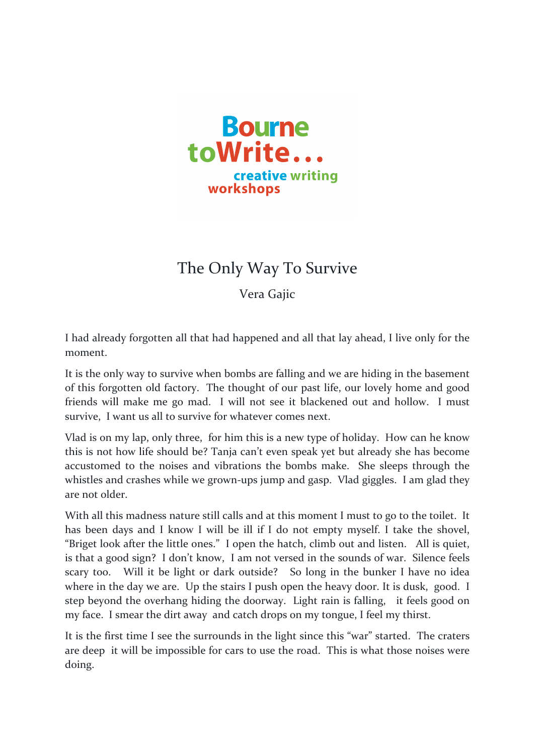Bourne toWrite... creative writing workshops

# The Only Way To Survive

Vera Gajic

I had already forgotten all that had happened and all that lay ahead, I live only for the moment.

It is the only way to survive when bombs are falling and we are hiding in the basement of this forgotten old factory. The thought of our past life, our lovely home and good friends will make me go mad. I will not see it blackened out and hollow. I must survive, I want us all to survive for whatever comes next.

Vlad is on my lap, only three, for him this is a new type of holiday. How can he know this is not how life should be? Tanja can't even speak yet but already she has become accustomed to the noises and vibrations the bombs make. She sleeps through the whistles and crashes while we grown-ups jump and gasp. Vlad giggles. I am glad they are not older.

With all this madness nature still calls and at this moment I must to go to the toilet. It has been days and I know I will be ill if I do not empty myself. I take the shovel, "Briget look after the little ones." I open the hatch, climb out and listen. All is quiet, is that a good sign? I don't know, I am not versed in the sounds of war. Silence feels scary too. Will it be light or dark outside? So long in the bunker I have no idea where in the day we are. Up the stairs I push open the heavy door. It is dusk, good. I step beyond the overhang hiding the doorway. Light rain is falling, it feels good on my face. I smear the dirt away and catch drops on my tongue, I feel my thirst.

It is the first time I see the surrounds in the light since this "war" started. The craters are deep it will be impossible for cars to use the road. This is what those noises were doing.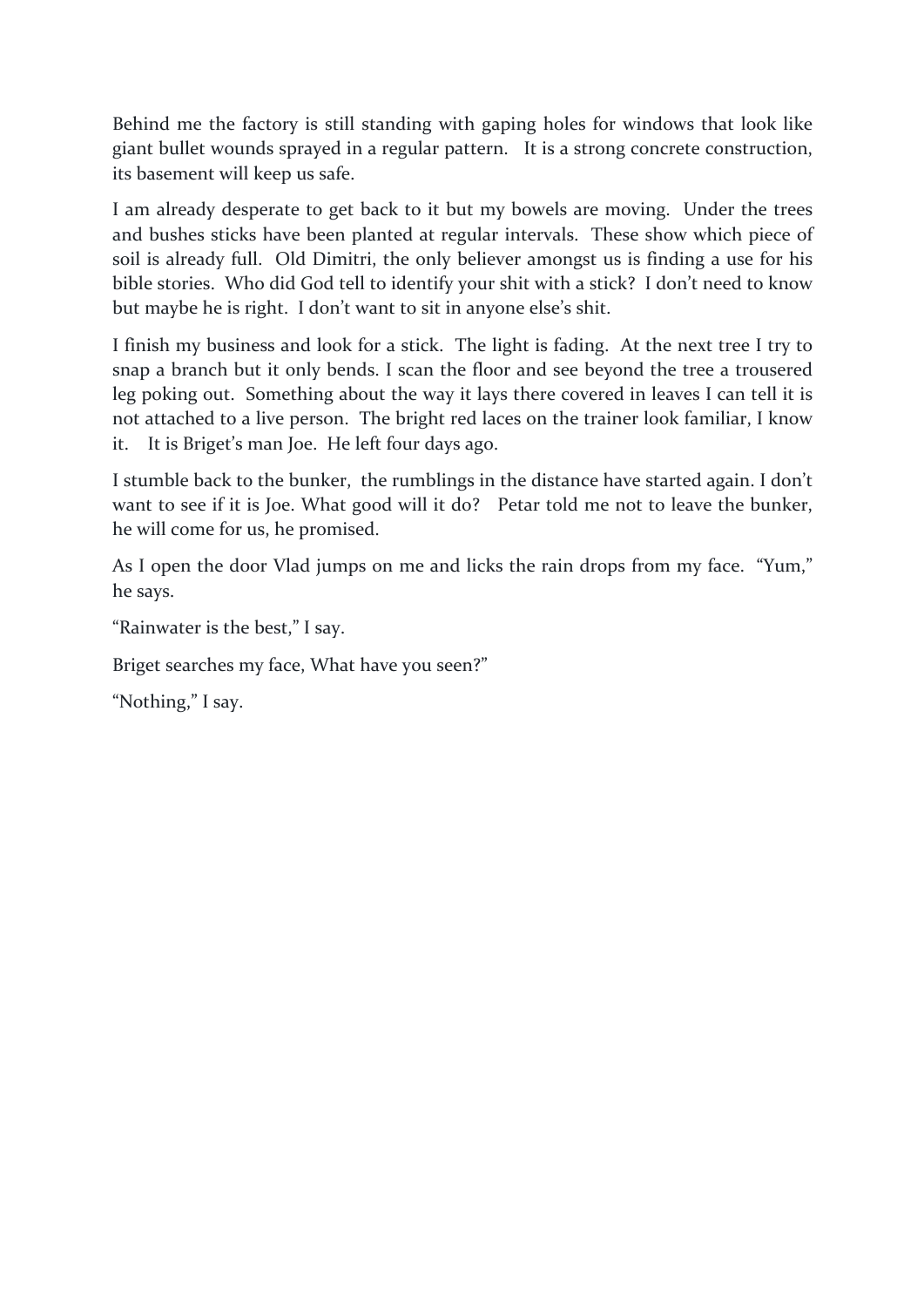Behind me the factory is still standing with gaping holes for windows that look like giant bullet wounds sprayed in a regular pattern. It is a strong concrete construction, its basement will keep us safe.

I am already desperate to get back to it but my bowels are moving. Under the trees and bushes sticks have been planted at regular intervals. These show which piece of soil is already full. Old Dimitri, the only believer amongst us is finding a use for his bible stories. Who did God tell to identify your shit with a stick? I don't need to know but maybe he is right. I don't want to sit in anyone else's shit.

I finish my business and look for a stick. The light is fading. At the next tree I try to snap a branch but it only bends. I scan the floor and see beyond the tree a trousered leg poking out. Something about the way it lays there covered in leaves I can tell it is not attached to a live person. The bright red laces on the trainer look familiar, I know it. It is Briget's man Joe. He left four days ago.

I stumble back to the bunker, the rumblings in the distance have started again. I don't want to see if it is Joe. What good will it do? Petar told me not to leave the bunker, he will come for us, he promised.

As I open the door Vlad jumps on me and licks the rain drops from my face. "Yum," he says.

"Rainwater is the best," I say.

Briget searches my face, What have you seen?"

"Nothing," I say.